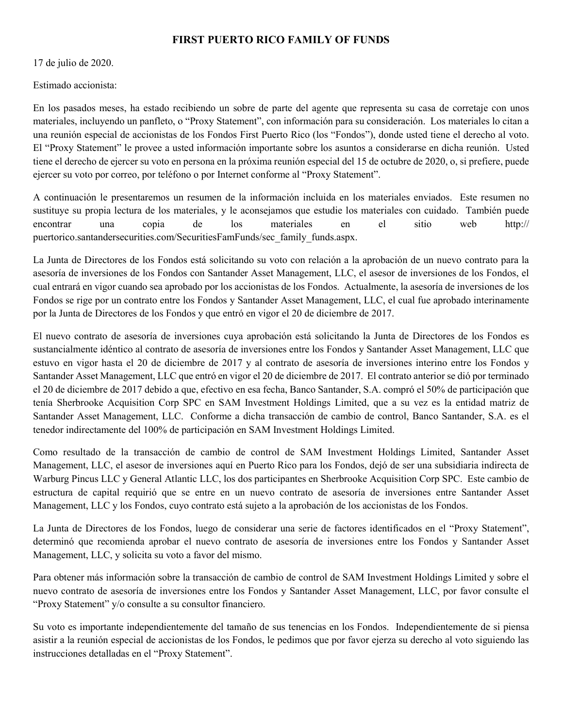# FIRST PUERTO RICO FAMILY OF FUNDS

17 de julio de 2020.

Estimado accionista:

En los pasados meses, ha estado recibiendo un sobre de parte del agente que representa su casa de corretaje con unos materiales, incluyendo un panfleto, o "Proxy Statement", con información para su consideración. Los materiales lo citan a una reunión especial de accionistas de los Fondos First Puerto Rico (los "Fondos"), donde usted tiene el derecho al voto. El "Proxy Statement" le provee a usted información importante sobre los asuntos a considerarse en dicha reunión. Usted tiene el derecho de ejercer su voto en persona en la próxima reunión especial del 15 de octubre de 2020, o, si prefiere, puede ejercer su voto por correo, por teléfono o por Internet conforme al "Proxy Statement".

A continuación le presentaremos un resumen de la información incluida en los materiales enviados. Este resumen no sustituye su propia lectura de los materiales, y le aconsejamos que estudie los materiales con cuidado. También puede encontrar una copia de los materiales en el sitio web http:// puertorico.santandersecurities.com/SecuritiesFamFunds/sec_family_funds.aspx.

La Junta de Directores de los Fondos está solicitando su voto con relación a la aprobación de un nuevo contrato para la asesoría de inversiones de los Fondos con Santander Asset Management, LLC, el asesor de inversiones de los Fondos, el cual entrará en vigor cuando sea aprobado por los accionistas de los Fondos. Actualmente, la asesoría de inversiones de los Fondos se rige por un contrato entre los Fondos y Santander Asset Management, LLC, el cual fue aprobado interinamente por la Junta de Directores de los Fondos y que entró en vigor el 20 de diciembre de 2017.

El nuevo contrato de asesoría de inversiones cuya aprobación está solicitando la Junta de Directores de los Fondos es sustancialmente idéntico al contrato de asesoría de inversiones entre los Fondos y Santander Asset Management, LLC que estuvo en vigor hasta el 20 de diciembre de 2017 y al contrato de asesoría de inversiones interino entre los Fondos y Santander Asset Management, LLC que entró en vigor el 20 de diciembre de 2017. El contrato anterior se dió por terminado el 20 de diciembre de 2017 debido a que, efectivo en esa fecha, Banco Santander, S.A. compró el 50% de participación que tenía Sherbrooke Acquisition Corp SPC en SAM Investment Holdings Limited, que a su vez es la entidad matriz de Santander Asset Management, LLC. Conforme a dicha transacción de cambio de control, Banco Santander, S.A. es el tenedor indirectamente del 100% de participación en SAM Investment Holdings Limited.

Como resultado de la transacción de cambio de control de SAM Investment Holdings Limited, Santander Asset Management, LLC, el asesor de inversiones aquí en Puerto Rico para los Fondos, dejó de ser una subsidiaria indirecta de Warburg Pincus LLC y General Atlantic LLC, los dos participantes en Sherbrooke Acquisition Corp SPC. Este cambio de estructura de capital requirió que se entre en un nuevo contrato de asesoría de inversiones entre Santander Asset Management, LLC y los Fondos, cuyo contrato está sujeto a la aprobación de los accionistas de los Fondos.

La Junta de Directores de los Fondos, luego de considerar una serie de factores identificados en el "Proxy Statement", determinó que recomienda aprobar el nuevo contrato de asesoría de inversiones entre los Fondos y Santander Asset Management, LLC, y solicita su voto a favor del mismo.

Para obtener más información sobre la transacción de cambio de control de SAM Investment Holdings Limited y sobre el nuevo contrato de asesoría de inversiones entre los Fondos y Santander Asset Management, LLC, por favor consulte el "Proxy Statement" y/o consulte a su consultor financiero.

Su voto es importante independientemente del tamaño de sus tenencias en los Fondos. Independientemente de si piensa asistir a la reunión especial de accionistas de los Fondos, le pedimos que por favor ejerza su derecho al voto siguiendo las instrucciones detalladas en el "Proxy Statement".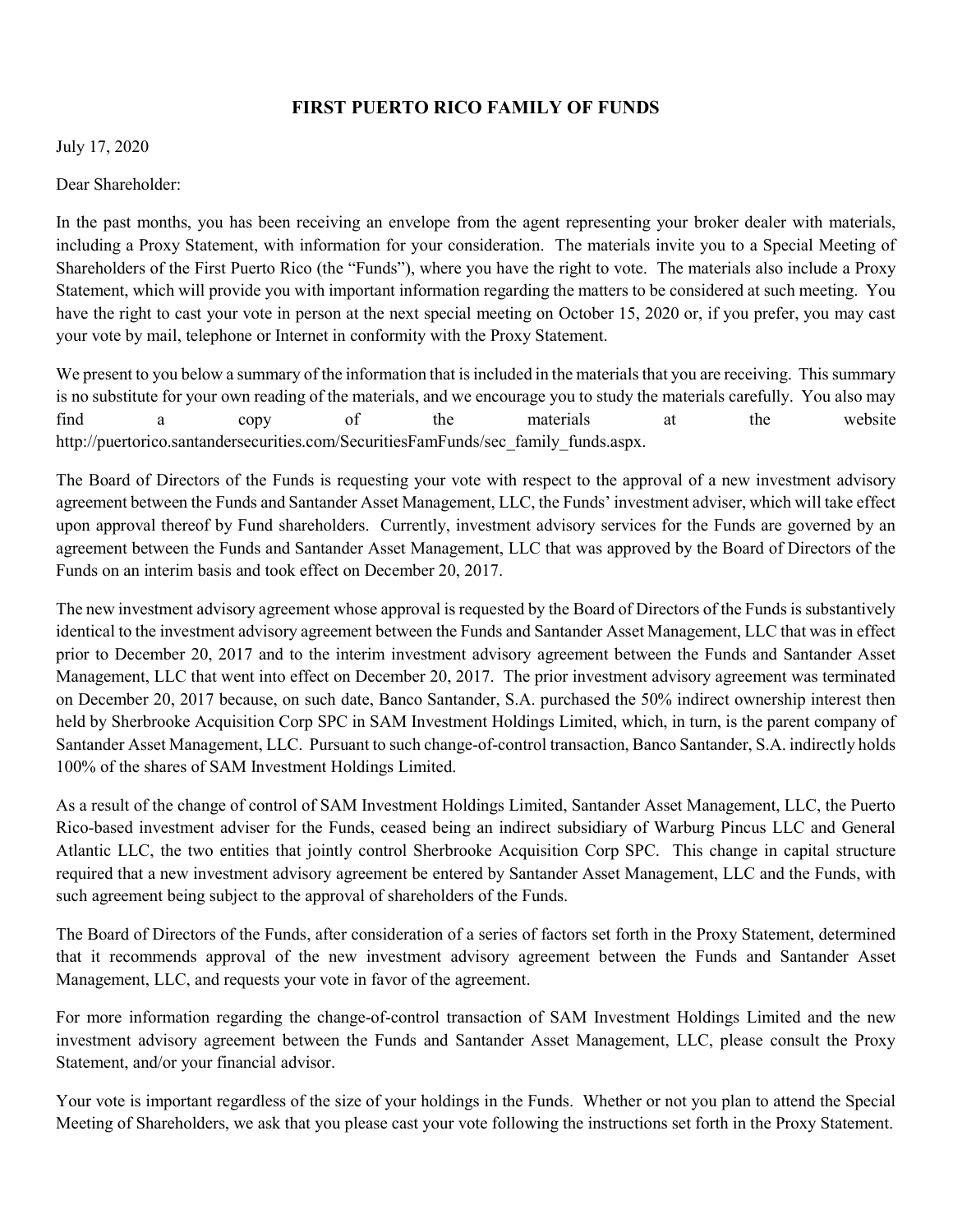**FIRST PUERTO RICO FAMILY OF FUNDS**

July 17, 2020

Dear Shareholder:

In the past months, you has been receiving an envelope from the agent representing your broker dealer with materials, including a Proxy Statement, with information for your consideration. The materials invite you to a Special Meeting of Shareholders of the First Puerto Rico (the "Funds"), where you have the right to vote. The materials also include a Proxy Statement, which will provide you with important information regarding the matters to be considered at such meeting. You have the right to cast your vote in person at the next special meeting on October 15, 2020 or, if you prefer, you may cast your vote by mail, telephone or Internet in conformity with the Proxy Statement.

We present to you below a summary of the information that is included in the materials that you are receiving. This summary is no substitute for your own reading of the materials, and we encourage you to study the materials carefully. You also may find a copy of the materials at the website http://puertorico.santandersecurities.com/SecuritiesFamFunds/sec_family_funds.aspx.

The Board of Directors of the Funds is requesting your vote with respect to the approval of a new investment advisory agreement between the Funds and Santander Asset Management, LLC, the Funds' investment adviser, which will take effect upon approval thereof by Fund shareholders. Currently, investment advisory services for the Funds are governed by an agreement between the Funds and Santander Asset Management, LLC that was approved by the Board of Directors of the Funds on an interim basis and took effect on December 20, 2017.

The new investment advisory agreement whose approval is requested by the Board of Directors of the Funds is substantively identical to the investment advisory agreement between the Funds and Santander Asset Management, LLC that was in effect prior to December 20, 2017 and to the interim investment advisory agreement between the Funds and Santander Asset Management, LLC that went into effect on December 20, 2017. The prior investment advisory agreement was terminated on December 20, 2017 because, on such date, Banco Santander, S.A. purchased the 50% indirect ownership interest then held by Sherbrooke Acquisition Corp SPC in SAM Investment Holdings Limited, which, in turn, is the parent company of Santander Asset Management, LLC. Pursuant to such change-of-control transaction, Banco Santander, S.A. indirectly holds 100% of the shares of SAM Investment Holdings Limited.

As a result of the change of control of SAM Investment Holdings Limited, Santander Asset Management, LLC, the Puerto Rico-based investment adviser for the Funds, ceased being an indirect subsidiary of Warburg Pincus LLC and General Atlantic LLC, the two entities that jointly control Sherbrooke Acquisition Corp SPC. This change in capital structure required that a new investment advisory agreement be entered by Santander Asset Management, LLC and the Funds, with such agreement being subject to the approval of shareholders of the Funds.

The Board of Directors of the Funds, after consideration of a series of factors set forth in the Proxy Statement, determined that it recommends approval of the new investment advisory agreement between the Funds and Santander Asset Management, LLC, and requests your vote in favor of the agreement.

For more information regarding the change-of-control transaction of SAM Investment Holdings Limited and the new investment advisory agreement between the Funds and Santander Asset Management, LLC, please consult the Proxy Statement, and/or your financial advisor.

Your vote is important regardless of the size of your holdings in the Funds. Whether or not you plan to attend the Special Meeting of Shareholders, we ask that you please cast your vote following the instructions set forth in the Proxy Statement.